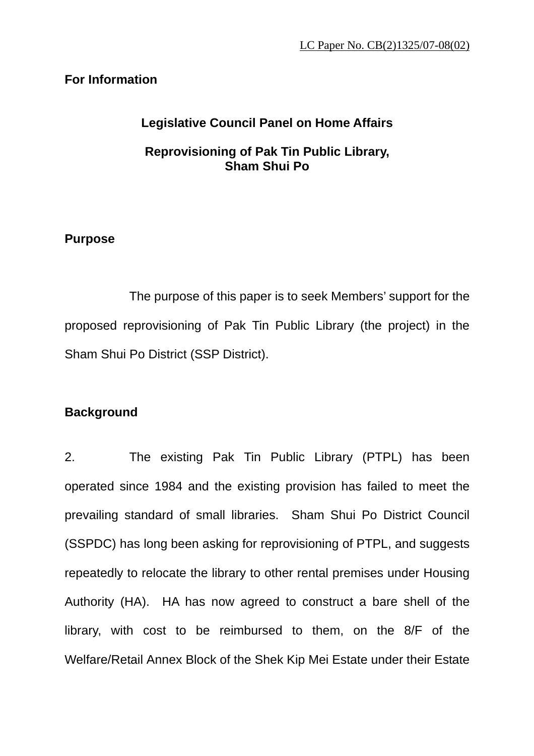LC Paper No. CB(2)1325/07-08(02)

**For Information**

## Legislative Council Panel on Home Affairs

## Reprovisioning of Pak Tin Public Library, Sham Shui Po

### Purpose

The purpose of this paper is to seek Members' support for the proposed reprovisioning of Pak Tin Public Library (the project) in the Sham Shui Po District (SSP District).

### Background

2. The existing Pak Tin Public Library (PTPL) has been operated since 1984 and the existing provision has failed to meet the prevailing standard of small libraries. Sham Shui Po District Council (SSPDC) has long been asking for reprovisioning of PTPL, and suggests repeatedly to relocate the library to other rental premises under Housing Authority (HA). HA has now agreed to construct a bare shell of the library, with cost to be reimbursed to them, on the 8/F of the Welfare/Retail Annex Block of the Shek Kip Mei Estate under their Estate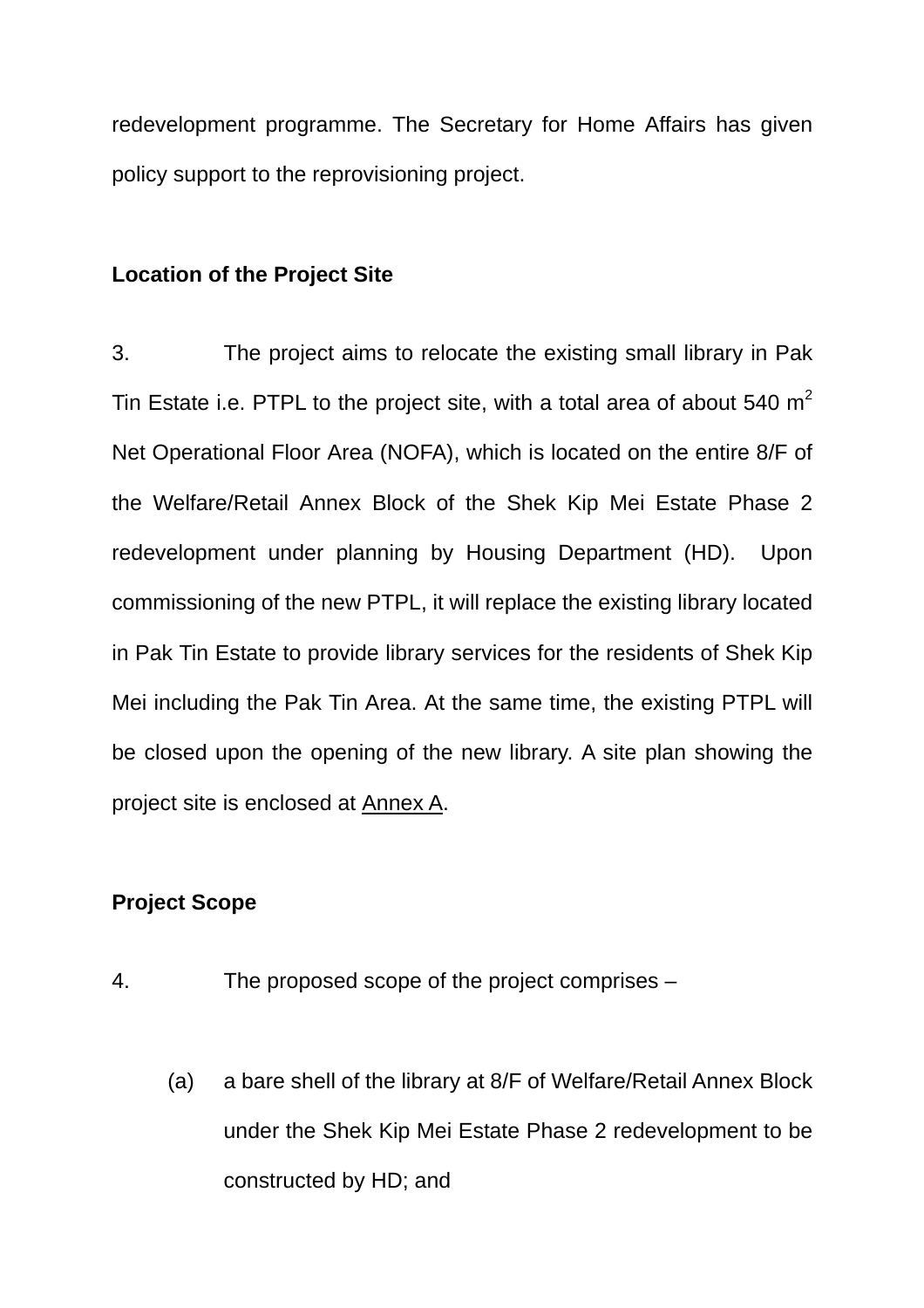redevelopment programme. The Secretary for Home Affairs has given policy support to the reprovisioning project.

**Location of the Project Site**

3. The project aims to relocate the existing small library in Pak Tin Estate i.e. PTPL to the project site, with a total area of about 540 $m^2$ Net Operational Floor Area (NOFA), which is located on the entire 8/F of the Welfare/Retail Annex Block of the Shek Kip Mei Estate Phase 2 redevelopment under planning by Housing Department (HD). Upon commissioning of the new PTPL, it will replace the existing library located in Pak Tin Estate to provide library services for the residents of Shek Kip Mei including the Pak Tin Area. At the same time, the existing PTPL will be closed upon the opening of the new library. A site plan showing the project site is enclosed at Annex A.

**Project Scope**

4. The proposed scope of the project comprises –

(a) a bare shell of the library at 8/F of Welfare/Retail Annex Block under the Shek Kip Mei Estate Phase 2 redevelopment to be constructed by HD; and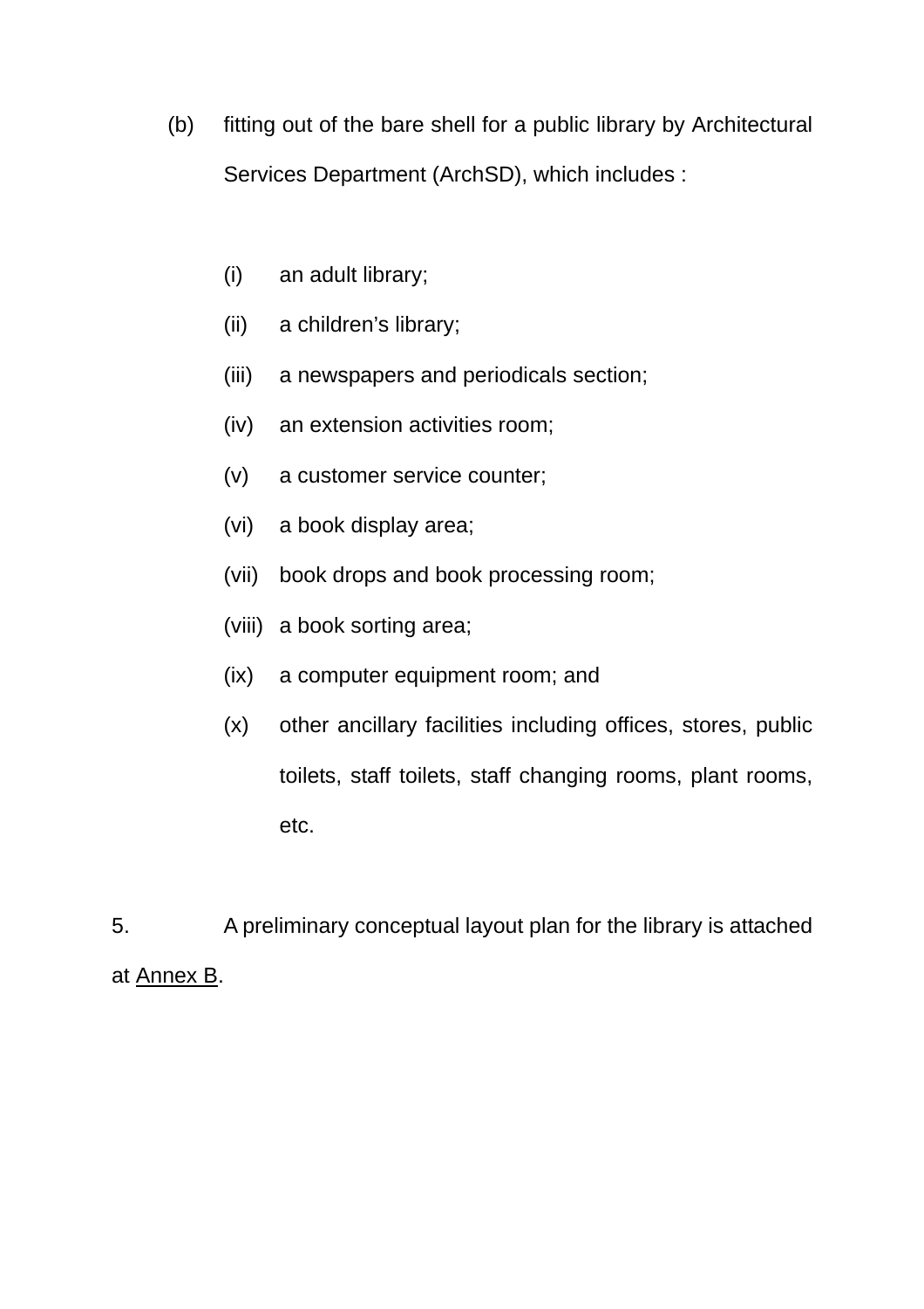(b) fitting out of the bare shell for a public library by Architectural Services Department (ArchSD), which includes :

   (i) an adult library;
   (ii) a children’s library;
   (iii) a newspapers and periodicals section;
   (iv) an extension activities room;
   (v) a customer service counter;
   (vi) a book display area;
   (vii) book drops and book processing room;
   (viii) a book sorting area;
   (ix) a computer equipment room; and
   (x) other ancillary facilities including offices, stores, public toilets, staff toilets, staff changing rooms, plant rooms, etc.

5. A preliminary conceptual layout plan for the library is attached at Annex B.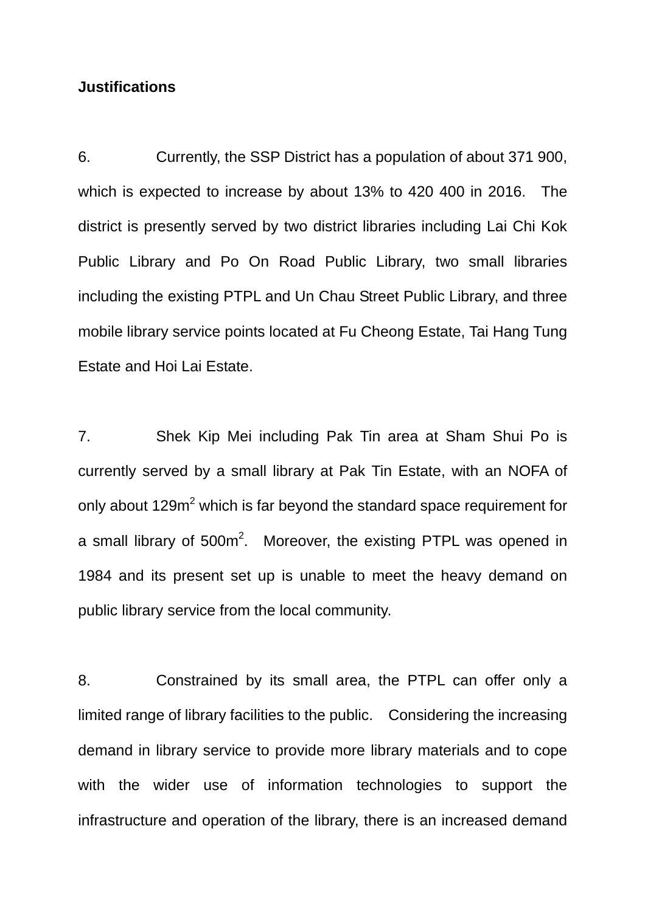**Justifications**

6. Currently, the SSP District has a population of about 371 900, which is expected to increase by about 13% to 420 400 in 2016. The district is presently served by two district libraries including Lai Chi Kok Public Library and Po On Road Public Library, two small libraries including the existing PTPL and Un Chau Street Public Library, and three mobile library service points located at Fu Cheong Estate, Tai Hang Tung Estate and Hoi Lai Estate.

7. Shek Kip Mei including Pak Tin area at Sham Shui Po is currently served by a small library at Pak Tin Estate, with an NOFA of only about $129m^2$ which is far beyond the standard space requirement for a small library of $500m^2$. Moreover, the existing PTPL was opened in 1984 and its present set up is unable to meet the heavy demand on public library service from the local community.

8. Constrained by its small area, the PTPL can offer only a limited range of library facilities to the public. Considering the increasing demand in library service to provide more library materials and to cope with the wider use of information technologies to support the infrastructure and operation of the library, there is an increased demand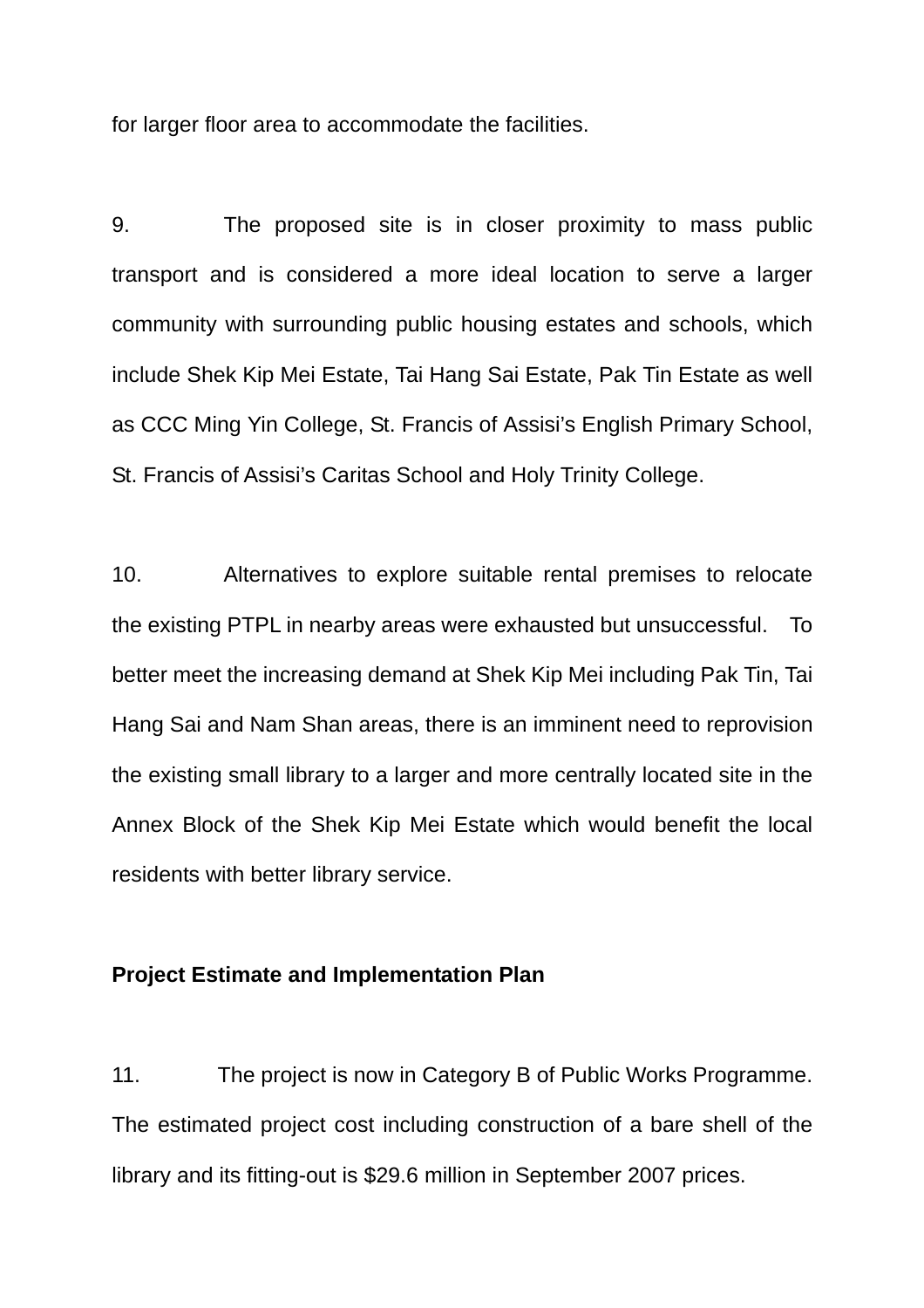for larger floor area to accommodate the facilities.

9. The proposed site is in closer proximity to mass public transport and is considered a more ideal location to serve a larger community with surrounding public housing estates and schools, which include Shek Kip Mei Estate, Tai Hang Sai Estate, Pak Tin Estate as well as CCC Ming Yin College, St. Francis of Assisi's English Primary School, St. Francis of Assisi's Caritas School and Holy Trinity College.

10. Alternatives to explore suitable rental premises to relocate the existing PTPL in nearby areas were exhausted but unsuccessful. To better meet the increasing demand at Shek Kip Mei including Pak Tin, Tai Hang Sai and Nam Shan areas, there is an imminent need to reprovision the existing small library to a larger and more centrally located site in the Annex Block of the Shek Kip Mei Estate which would benefit the local residents with better library service.

**Project Estimate and Implementation Plan**

11. The project is now in Category B of Public Works Programme. The estimated project cost including construction of a bare shell of the library and its fitting-out is $29.6 million in September 2007 prices.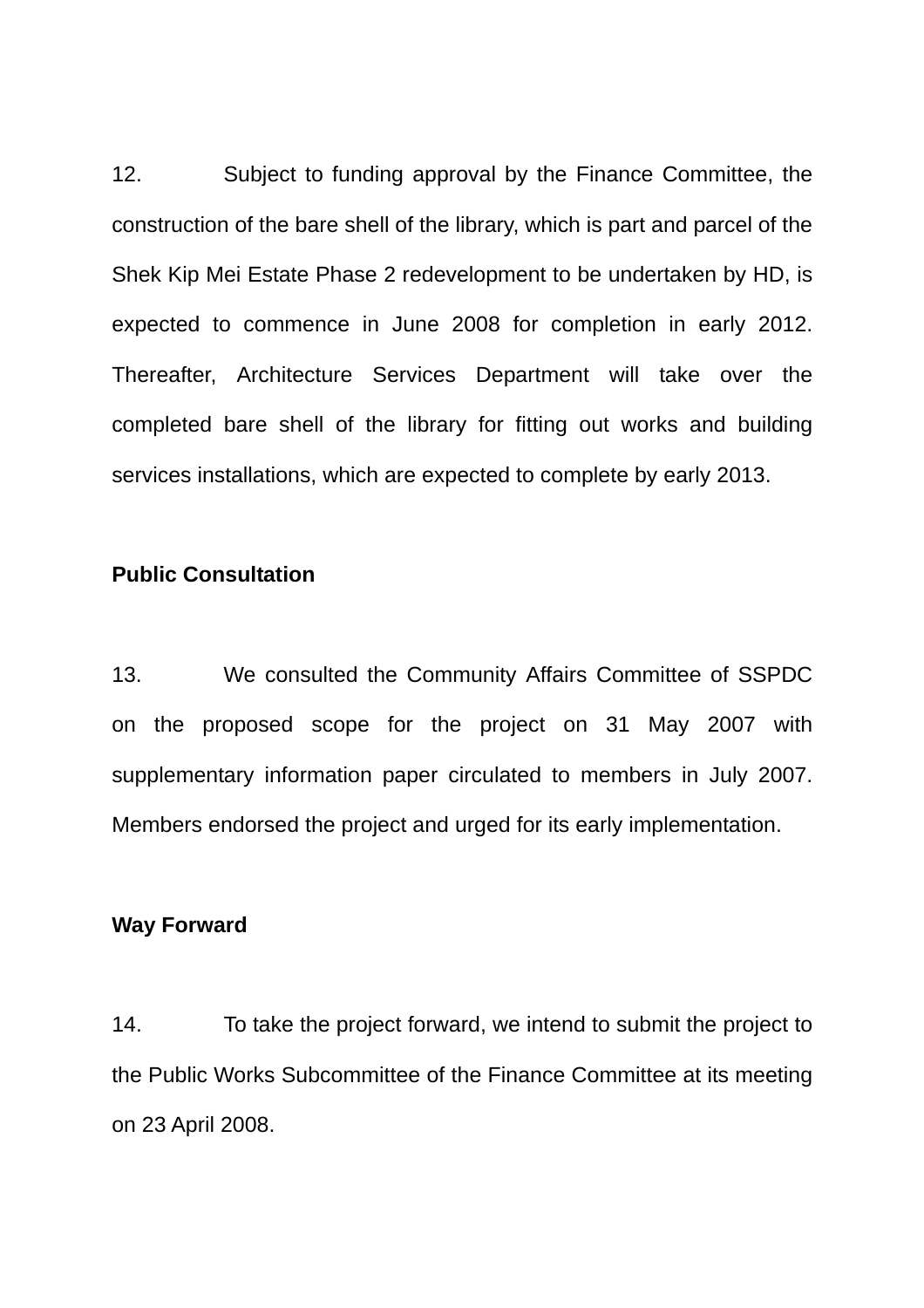12. Subject to funding approval by the Finance Committee, the construction of the bare shell of the library, which is part and parcel of the Shek Kip Mei Estate Phase 2 redevelopment to be undertaken by HD, is expected to commence in June 2008 for completion in early 2012. Thereafter, Architecture Services Department will take over the completed bare shell of the library for fitting out works and building services installations, which are expected to complete by early 2013.

**Public Consultation**

13. We consulted the Community Affairs Committee of SSPDC on the proposed scope for the project on 31 May 2007 with supplementary information paper circulated to members in July 2007. Members endorsed the project and urged for its early implementation.

**Way Forward**

14. To take the project forward, we intend to submit the project to the Public Works Subcommittee of the Finance Committee at its meeting on 23 April 2008.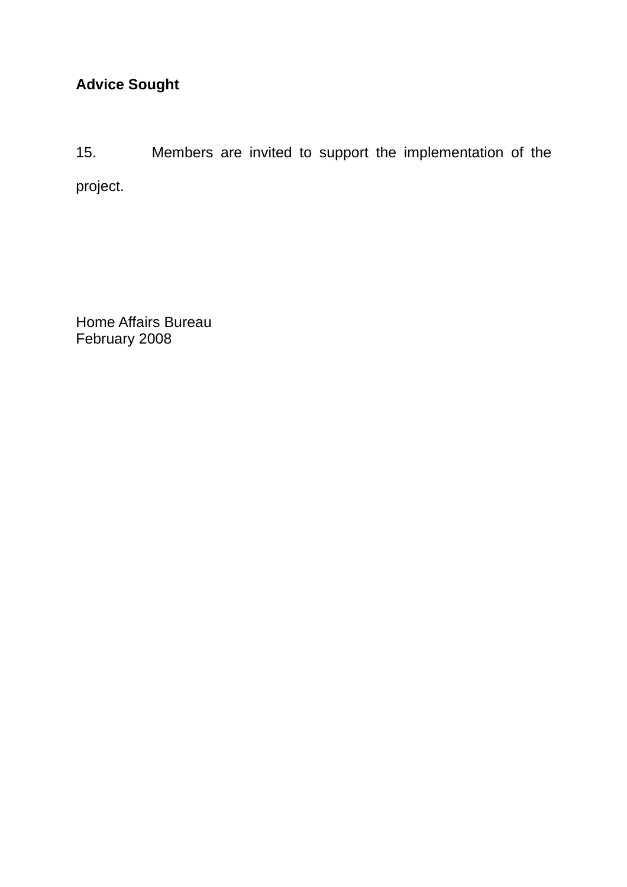**Advice Sought**

15. Members are invited to support the implementation of the project.

Home Affairs Bureau
February 2008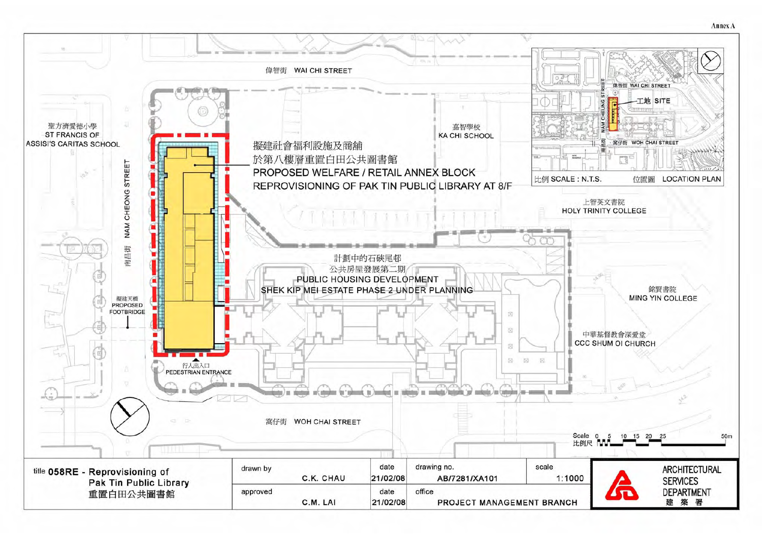Annex A

偉智街 WAI CHI STREET

聖方濟愛德小學
ST FRANCIS OF ASSISI'S CARITAS SCHOOL

嘉智學校
KA CHI SCHOOL

擬建社會福利設施及商舖
於第八樓層重置白田公共圖書館
PROPOSED WELFARE / RETAIL ANNEX BLOCK
REPROVISIONING OF PAK TIN PUBLIC LIBRARY AT 8/F

南昌街 NAM CHEONG STREET

上智英文書院
HOLY TRINITY COLLEGE

計劃中的石硤尾邨
公共房屋發展第二期
PUBLIC HOUSING DEVELOPMENT
SHEK KIP MEI ESTATE PHASE 2 UNDER PLANNING

銘賢書院
MING YIN COLLEGE

擬建天橋
PROPOSED FOOTBRIDGE

中華基督教會深愛堂
CCC SHUM OI CHURCH

行人出入口
PEDESTRIAN ENTRANCE

窩仔街 WOH CHAI STREET

偉智街 WAI CHI STREET
工地 SITE
NAM CHEONG STREET 南昌街
窩仔街 WOH CHAI STREET
比例 SCALE : N.T.S.
位置圖 LOCATION PLAN

Scale 比例尺 0 5 10 15 20 25 50m

| title | drawn by | date | drawing no. | scale | |
|---|---|---|---|---|---|
| 058RE - Reprovisioning of Pak Tin Public Library 重置白田公共圖書館 | C.K. CHAU | 21/02/08 | AB/7281/XA101 | 1:1000 | ARCHITECTURAL SERVICES DEPARTMENT 建築署 |
| | approved | date | office | | |
| | C.M. LAI | 21/02/08 | PROJECT MANAGEMENT BRANCH | | |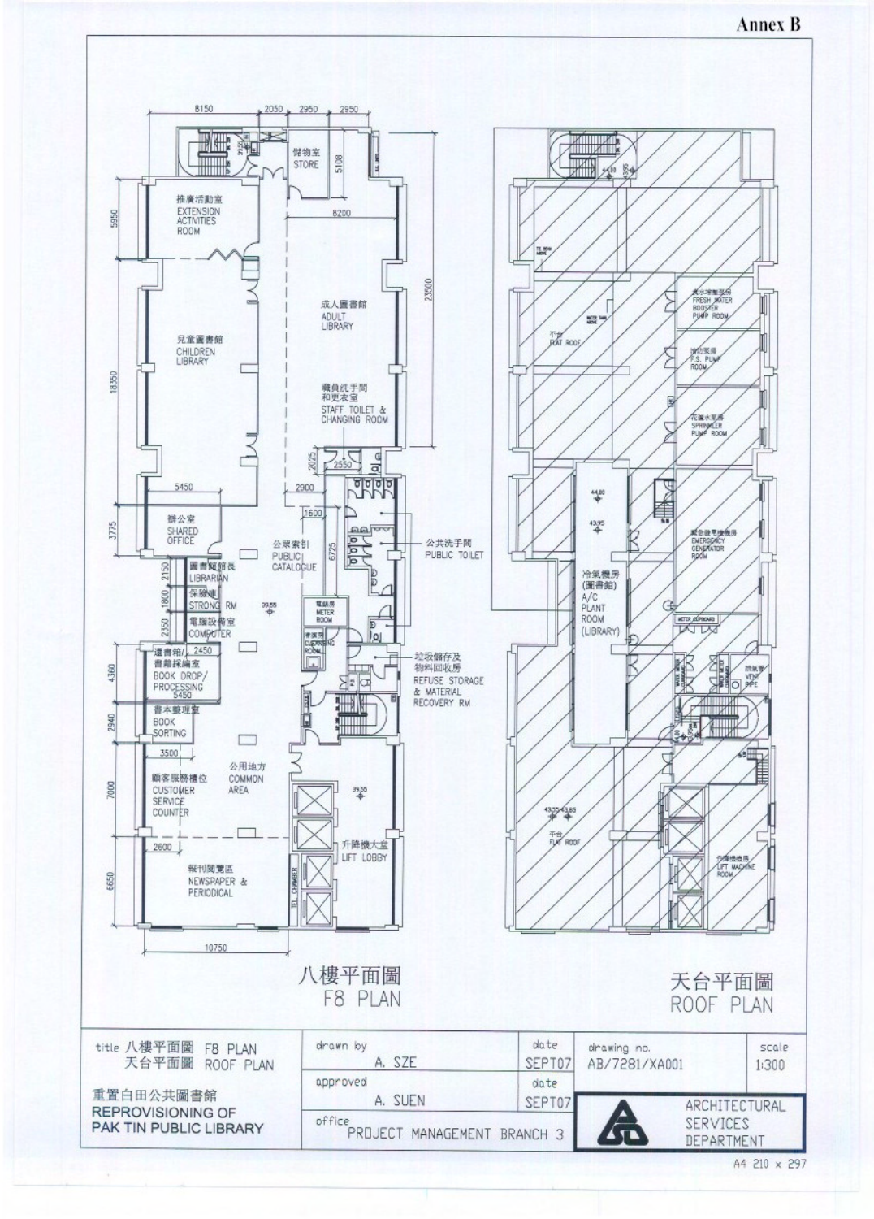**Annex B**

八樓平面圖
F8 PLAN

天台平面圖
ROOF PLAN

| | | | | | |
|---|---|---|---|---|---|
| title 八樓平面圖 F8 PLAN<br>天台平面圖 ROOF PLAN | drawn by<br>A. SZE | date<br>SEPT07 | drawing no.<br>AB/7281/XA001 | | scale<br>1:300 |
| 重置白田公共圖書館<br>**REPROVISIONING OF PAK TIN PUBLIC LIBRARY** | approved<br>A. SUEN | date<br>SEPT07 | | | |
| | office<br>PROJECT MANAGEMENT BRANCH 3 | | ARCHITECTURAL SERVICES DEPARTMENT | | |

A4 210 x 297